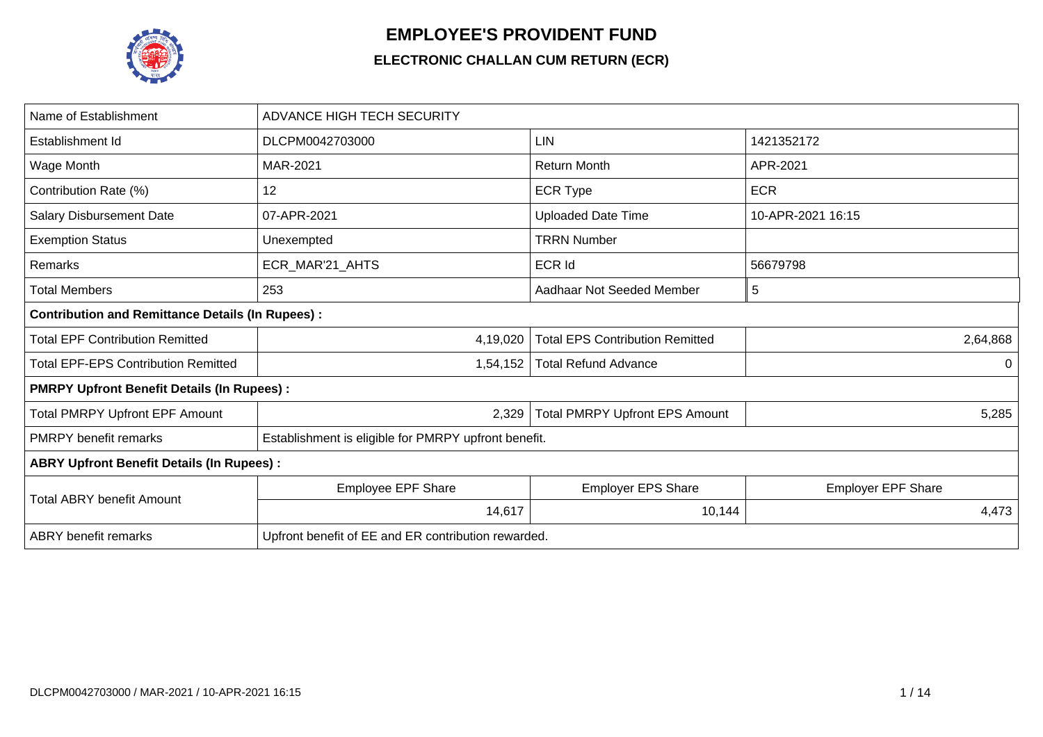# EMPLOYEE'S PROVIDENT FUND

## ELECTRONIC CHALLAN CUM RETURN (ECR)

| Name of Establishment | ADVANCE HIGH TECH SECURITY | | |
|---|---|---|---|
| Establishment Id | DLCPM0042703000 | LIN | 1421352172 |
| Wage Month | MAR-2021 | Return Month | APR-2021 |
| Contribution Rate (%) | 12 | ECR Type | ECR |
| Salary Disbursement Date | 07-APR-2021 | Uploaded Date Time | 10-APR-2021 16:15 |
| Exemption Status | Unexempted | TRRN Number | |
| Remarks | ECR_MAR'21_AHTS | ECR Id | 56679798 |
| Total Members | 253 | Aadhaar Not Seeded Member | 5 |
| **Contribution and Remittance Details (In Rupees) :** | | | |
| Total EPF Contribution Remitted | 4,19,020 | Total EPS Contribution Remitted | 2,64,868 |
| Total EPF-EPS Contribution Remitted | 1,54,152 | Total Refund Advance | 0 |
| **PMRPY Upfront Benefit Details (In Rupees) :** | | | |
| Total PMRPY Upfront EPF Amount | 2,329 | Total PMRPY Upfront EPS Amount | 5,285 |
| PMRPY benefit remarks | Establishment is eligible for PMRPY upfront benefit. | | |
| **ABRY Upfront Benefit Details (In Rupees) :** | | | |
| Total ABRY benefit Amount | Employee EPF Share | Employer EPS Share | Employer EPF Share |
| | 14,617 | 10,144 | 4,473 |
| ABRY benefit remarks | Upfront benefit of EE and ER contribution rewarded. | | |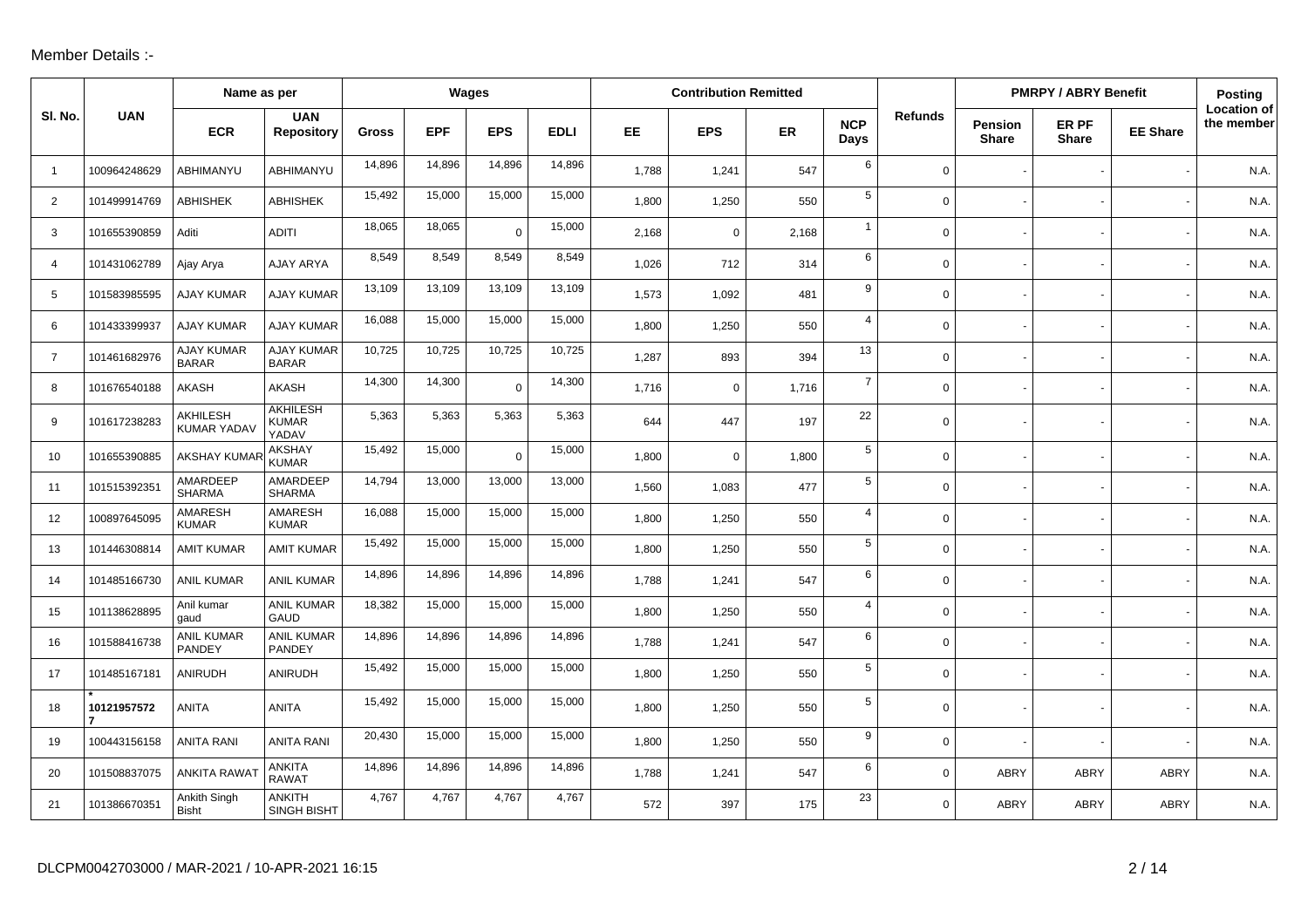Member Details :-

| Sl. No. | UAN | Name as per | | Wages | | | | Contribution Remitted | | | | Refunds | PMRPY / ABRY Benefit | | | Posting Location of the member |
|---|---|---|---|---|---|---|---|---|---|---|---|---|---|---|---|---|
| | | ECR | UAN Repository | Gross | EPF | EPS | EDLI | EE | EPS | ER | NCP Days | | Pension Share | ER PF Share | EE Share | |
| 1 | 100964248629 | ABHIMANYU | ABHIMANYU | 14,896 | 14,896 | 14,896 | 14,896 | 1,788 | 1,241 | 547 | 6 | 0 | - | - | - | N.A. |
| 2 | 101499914769 | ABHISHEK | ABHISHEK | 15,492 | 15,000 | 15,000 | 15,000 | 1,800 | 1,250 | 550 | 5 | 0 | - | - | - | N.A. |
| 3 | 101655390859 | Aditi | ADITI | 18,065 | 18,065 | 0 | 15,000 | 2,168 | 0 | 2,168 | 1 | 0 | - | - | - | N.A. |
| 4 | 101431062789 | Ajay Arya | AJAY ARYA | 8,549 | 8,549 | 8,549 | 8,549 | 1,026 | 712 | 314 | 6 | 0 | - | - | - | N.A. |
| 5 | 101583985595 | AJAY KUMAR | AJAY KUMAR | 13,109 | 13,109 | 13,109 | 13,109 | 1,573 | 1,092 | 481 | 9 | 0 | - | - | - | N.A. |
| 6 | 101433399937 | AJAY KUMAR | AJAY KUMAR | 16,088 | 15,000 | 15,000 | 15,000 | 1,800 | 1,250 | 550 | 4 | 0 | - | - | - | N.A. |
| 7 | 101461682976 | AJAY KUMAR BARAR | AJAY KUMAR BARAR | 10,725 | 10,725 | 10,725 | 10,725 | 1,287 | 893 | 394 | 13 | 0 | - | - | - | N.A. |
| 8 | 101676540188 | AKASH | AKASH | 14,300 | 14,300 | 0 | 14,300 | 1,716 | 0 | 1,716 | 7 | 0 | - | - | - | N.A. |
| 9 | 101617238283 | AKHILESH KUMAR YADAV | AKHILESH KUMAR YADAV | 5,363 | 5,363 | 5,363 | 5,363 | 644 | 447 | 197 | 22 | 0 | - | - | - | N.A. |
| 10 | 101655390885 | AKSHAY KUMAR | AKSHAY KUMAR | 15,492 | 15,000 | 0 | 15,000 | 1,800 | 0 | 1,800 | 5 | 0 | - | - | - | N.A. |
| 11 | 101515392351 | AMARDEEP SHARMA | AMARDEEP SHARMA | 14,794 | 13,000 | 13,000 | 13,000 | 1,560 | 1,083 | 477 | 5 | 0 | - | - | - | N.A. |
| 12 | 100897645095 | AMARESH KUMAR | AMARESH KUMAR | 16,088 | 15,000 | 15,000 | 15,000 | 1,800 | 1,250 | 550 | 4 | 0 | - | - | - | N.A. |
| 13 | 101446308814 | AMIT KUMAR | AMIT KUMAR | 15,492 | 15,000 | 15,000 | 15,000 | 1,800 | 1,250 | 550 | 5 | 0 | - | - | - | N.A. |
| 14 | 101485166730 | ANIL KUMAR | ANIL KUMAR | 14,896 | 14,896 | 14,896 | 14,896 | 1,788 | 1,241 | 547 | 6 | 0 | - | - | - | N.A. |
| 15 | 101138628895 | Anil kumar gaud | ANIL KUMAR GAUD | 18,382 | 15,000 | 15,000 | 15,000 | 1,800 | 1,250 | 550 | 4 | 0 | - | - | - | N.A. |
| 16 | 101588416738 | ANIL KUMAR PANDEY | ANIL KUMAR PANDEY | 14,896 | 14,896 | 14,896 | 14,896 | 1,788 | 1,241 | 547 | 6 | 0 | - | - | - | N.A. |
| 17 | 101485167181 | ANIRUDH | ANIRUDH | 15,492 | 15,000 | 15,000 | 15,000 | 1,800 | 1,250 | 550 | 5 | 0 | - | - | - | N.A. |
| 18 | * 101219575727 | ANITA | ANITA | 15,492 | 15,000 | 15,000 | 15,000 | 1,800 | 1,250 | 550 | 5 | 0 | - | - | - | N.A. |
| 19 | 100443156158 | ANITA RANI | ANITA RANI | 20,430 | 15,000 | 15,000 | 15,000 | 1,800 | 1,250 | 550 | 9 | 0 | - | - | - | N.A. |
| 20 | 101508837075 | ANKITA RAWAT | ANKITA RAWAT | 14,896 | 14,896 | 14,896 | 14,896 | 1,788 | 1,241 | 547 | 6 | 0 | ABRY | ABRY | ABRY | N.A. |
| 21 | 101386670351 | Ankith Singh Bisht | ANKITH SINGH BISHT | 4,767 | 4,767 | 4,767 | 4,767 | 572 | 397 | 175 | 23 | 0 | ABRY | ABRY | ABRY | N.A. |

DLCPM0042703000 / MAR-2021 / 10-APR-2021 16:15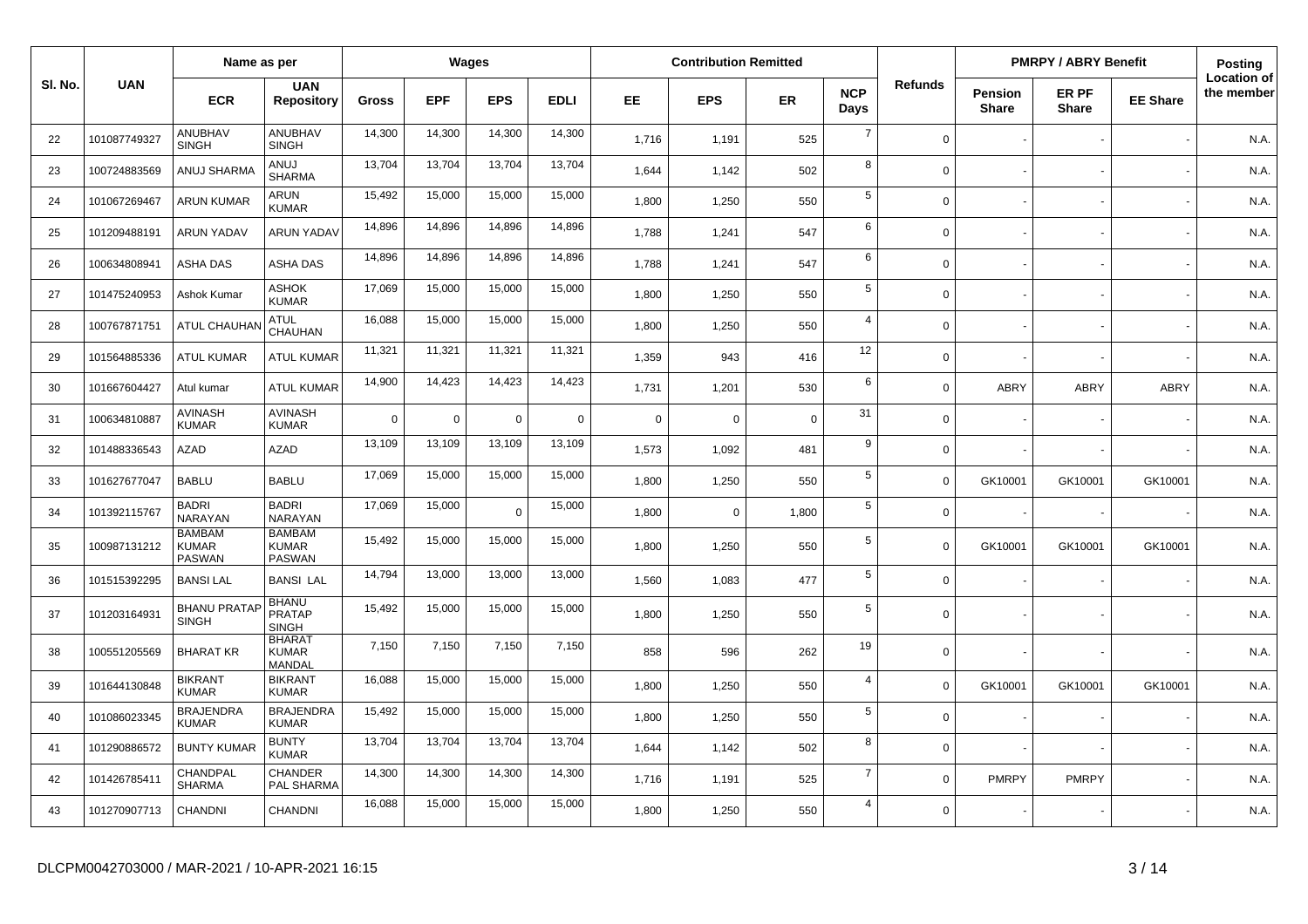| Sl. No. | UAN | Name as per | | Wages | | | | Contribution Remitted | | | | Refunds | PMRPY / ABRY Benefit | | | Posting Location of the member |
|---|---|---|---|---|---|---|---|---|---|---|---|---|---|---|---|---|
| | | ECR | UAN Repository | Gross | EPF | EPS | EDLI | EE | EPS | ER | NCP Days | | Pension Share | ER PF Share | EE Share | |
| 22 | 101087749327 | ANUBHAV SINGH | ANUBHAV SINGH | 14,300 | 14,300 | 14,300 | 14,300 | 1,716 | 1,191 | 525 | 7 | 0 | - | - | - | N.A. |
| 23 | 100724883569 | ANUJ SHARMA | ANUJ SHARMA | 13,704 | 13,704 | 13,704 | 13,704 | 1,644 | 1,142 | 502 | 8 | 0 | - | - | - | N.A. |
| 24 | 101067269467 | ARUN KUMAR | ARUN KUMAR | 15,492 | 15,000 | 15,000 | 15,000 | 1,800 | 1,250 | 550 | 5 | 0 | - | - | - | N.A. |
| 25 | 101209488191 | ARUN YADAV | ARUN YADAV | 14,896 | 14,896 | 14,896 | 14,896 | 1,788 | 1,241 | 547 | 6 | 0 | - | - | - | N.A. |
| 26 | 100634808941 | ASHA DAS | ASHA DAS | 14,896 | 14,896 | 14,896 | 14,896 | 1,788 | 1,241 | 547 | 6 | 0 | - | - | - | N.A. |
| 27 | 101475240953 | Ashok Kumar | ASHOK KUMAR | 17,069 | 15,000 | 15,000 | 15,000 | 1,800 | 1,250 | 550 | 5 | 0 | - | - | - | N.A. |
| 28 | 100767871751 | ATUL CHAUHAN | ATUL CHAUHAN | 16,088 | 15,000 | 15,000 | 15,000 | 1,800 | 1,250 | 550 | 4 | 0 | - | - | - | N.A. |
| 29 | 101564885336 | ATUL KUMAR | ATUL KUMAR | 11,321 | 11,321 | 11,321 | 11,321 | 1,359 | 943 | 416 | 12 | 0 | - | - | - | N.A. |
| 30 | 101667604427 | Atul kumar | ATUL KUMAR | 14,900 | 14,423 | 14,423 | 14,423 | 1,731 | 1,201 | 530 | 6 | 0 | ABRY | ABRY | ABRY | N.A. |
| 31 | 100634810887 | AVINASH KUMAR | AVINASH KUMAR | 0 | 0 | 0 | 0 | 0 | 0 | 0 | 31 | 0 | - | - | - | N.A. |
| 32 | 101488336543 | AZAD | AZAD | 13,109 | 13,109 | 13,109 | 13,109 | 1,573 | 1,092 | 481 | 9 | 0 | - | - | - | N.A. |
| 33 | 101627677047 | BABLU | BABLU | 17,069 | 15,000 | 15,000 | 15,000 | 1,800 | 1,250 | 550 | 5 | 0 | GK10001 | GK10001 | GK10001 | N.A. |
| 34 | 101392115767 | BADRI NARAYAN | BADRI NARAYAN | 17,069 | 15,000 | 0 | 15,000 | 1,800 | 0 | 1,800 | 5 | 0 | - | - | - | N.A. |
| 35 | 100987131212 | BAMBAM KUMAR PASWAN | BAMBAM KUMAR PASWAN | 15,492 | 15,000 | 15,000 | 15,000 | 1,800 | 1,250 | 550 | 5 | 0 | GK10001 | GK10001 | GK10001 | N.A. |
| 36 | 101515392295 | BANSI LAL | BANSI LAL | 14,794 | 13,000 | 13,000 | 13,000 | 1,560 | 1,083 | 477 | 5 | 0 | - | - | - | N.A. |
| 37 | 101203164931 | BHANU PRATAP SINGH | BHANU PRATAP SINGH | 15,492 | 15,000 | 15,000 | 15,000 | 1,800 | 1,250 | 550 | 5 | 0 | - | - | - | N.A. |
| 38 | 100551205569 | BHARAT KR | BHARAT KUMAR MANDAL | 7,150 | 7,150 | 7,150 | 7,150 | 858 | 596 | 262 | 19 | 0 | - | - | - | N.A. |
| 39 | 101644130848 | BIKRANT KUMAR | BIKRANT KUMAR | 16,088 | 15,000 | 15,000 | 15,000 | 1,800 | 1,250 | 550 | 4 | 0 | GK10001 | GK10001 | GK10001 | N.A. |
| 40 | 101086023345 | BRAJENDRA KUMAR | BRAJENDRA KUMAR | 15,492 | 15,000 | 15,000 | 15,000 | 1,800 | 1,250 | 550 | 5 | 0 | - | - | - | N.A. |
| 41 | 101290886572 | BUNTY KUMAR | BUNTY KUMAR | 13,704 | 13,704 | 13,704 | 13,704 | 1,644 | 1,142 | 502 | 8 | 0 | - | - | - | N.A. |
| 42 | 101426785411 | CHANDPAL SHARMA | CHANDER PAL SHARMA | 14,300 | 14,300 | 14,300 | 14,300 | 1,716 | 1,191 | 525 | 7 | 0 | PMRPY | PMRPY | - | N.A. |
| 43 | 101270907713 | CHANDNI | CHANDNI | 16,088 | 15,000 | 15,000 | 15,000 | 1,800 | 1,250 | 550 | 4 | 0 | - | - | - | N.A. |

DLCPM0042703000 / MAR-2021 / 10-APR-2021 16:15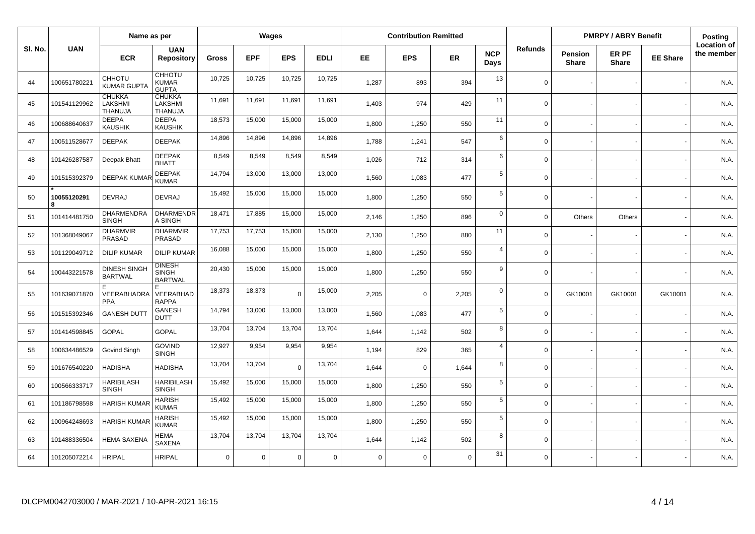| Sl. No. | UAN | Name as per | | Wages | | | | Contribution Remitted | | | | Refunds | PMRPY / ABRY Benefit | | | Posting Location of the member |
|---|---|---|---|---|---|---|---|---|---|---|---|---|---|---|---|---|
| | | ECR | UAN Repository | Gross | EPF | EPS | EDLI | EE | EPS | ER | NCP Days | | Pension Share | ER PF Share | EE Share | |
| 44 | 100651780221 | CHHOTU KUMAR GUPTA | CHHOTU KUMAR GUPTA | 10,725 | 10,725 | 10,725 | 10,725 | 1,287 | 893 | 394 | 13 | 0 | - | - | - | N.A. |
| 45 | 101541129962 | CHUKKA LAKSHMI THANUJA | CHUKKA LAKSHMI THANUJA | 11,691 | 11,691 | 11,691 | 11,691 | 1,403 | 974 | 429 | 11 | 0 | - | - | - | N.A. |
| 46 | 100688640637 | DEEPA KAUSHIK | DEEPA KAUSHIK | 18,573 | 15,000 | 15,000 | 15,000 | 1,800 | 1,250 | 550 | 11 | 0 | - | - | - | N.A. |
| 47 | 100511528677 | DEEPAK | DEEPAK | 14,896 | 14,896 | 14,896 | 14,896 | 1,788 | 1,241 | 547 | 6 | 0 | - | - | - | N.A. |
| 48 | 101426287587 | Deepak Bhatt | DEEPAK BHATT | 8,549 | 8,549 | 8,549 | 8,549 | 1,026 | 712 | 314 | 6 | 0 | - | - | - | N.A. |
| 49 | 101515392379 | DEEPAK KUMAR | DEEPAK KUMAR | 14,794 | 13,000 | 13,000 | 13,000 | 1,560 | 1,083 | 477 | 5 | 0 | - | - | - | N.A. |
| 50 | * 100551202918 | DEVRAJ | DEVRAJ | 15,492 | 15,000 | 15,000 | 15,000 | 1,800 | 1,250 | 550 | 5 | 0 | - | - | - | N.A. |
| 51 | 101414481750 | DHARMENDRA SINGH | DHARMENDRA SINGH | 18,471 | 17,885 | 15,000 | 15,000 | 2,146 | 1,250 | 896 | 0 | 0 | Others | Others | - | N.A. |
| 52 | 101368049067 | DHARMVIR PRASAD | DHARMVIR PRASAD | 17,753 | 17,753 | 15,000 | 15,000 | 2,130 | 1,250 | 880 | 11 | 0 | - | - | - | N.A. |
| 53 | 101129049712 | DILIP KUMAR | DILIP KUMAR | 16,088 | 15,000 | 15,000 | 15,000 | 1,800 | 1,250 | 550 | 4 | 0 | - | - | - | N.A. |
| 54 | 100443221578 | DINESH SINGH BARTWAL | DINESH SINGH BARTWAL | 20,430 | 15,000 | 15,000 | 15,000 | 1,800 | 1,250 | 550 | 9 | 0 | - | - | - | N.A. |
| 55 | 101639071870 | E VEERABHADRAPPA | E VEERABHADRAPPA | 18,373 | 18,373 | 0 | 15,000 | 2,205 | 0 | 2,205 | 0 | 0 | GK10001 | GK10001 | GK10001 | N.A. |
| 56 | 101515392346 | GANESH DUTT | GANESH DUTT | 14,794 | 13,000 | 13,000 | 13,000 | 1,560 | 1,083 | 477 | 5 | 0 | - | - | - | N.A. |
| 57 | 101414598845 | GOPAL | GOPAL | 13,704 | 13,704 | 13,704 | 13,704 | 1,644 | 1,142 | 502 | 8 | 0 | - | - | - | N.A. |
| 58 | 100634486529 | Govind Singh | GOVIND SINGH | 12,927 | 9,954 | 9,954 | 9,954 | 1,194 | 829 | 365 | 4 | 0 | - | - | - | N.A. |
| 59 | 101676540220 | HADISHA | HADISHA | 13,704 | 13,704 | 0 | 13,704 | 1,644 | 0 | 1,644 | 8 | 0 | - | - | - | N.A. |
| 60 | 100566333717 | HARIBILASH SINGH | HARIBILASH SINGH | 15,492 | 15,000 | 15,000 | 15,000 | 1,800 | 1,250 | 550 | 5 | 0 | - | - | - | N.A. |
| 61 | 101186798598 | HARISH KUMAR | HARISH KUMAR | 15,492 | 15,000 | 15,000 | 15,000 | 1,800 | 1,250 | 550 | 5 | 0 | - | - | - | N.A. |
| 62 | 100964248693 | HARISH KUMAR | HARISH KUMAR | 15,492 | 15,000 | 15,000 | 15,000 | 1,800 | 1,250 | 550 | 5 | 0 | - | - | - | N.A. |
| 63 | 101488336504 | HEMA SAXENA | HEMA SAXENA | 13,704 | 13,704 | 13,704 | 13,704 | 1,644 | 1,142 | 502 | 8 | 0 | - | - | - | N.A. |
| 64 | 101205072214 | HRIPAL | HRIPAL | 0 | 0 | 0 | 0 | 0 | 0 | 0 | 31 | 0 | - | - | - | N.A. |

DLCPM0042703000 / MAR-2021 / 10-APR-2021 16:15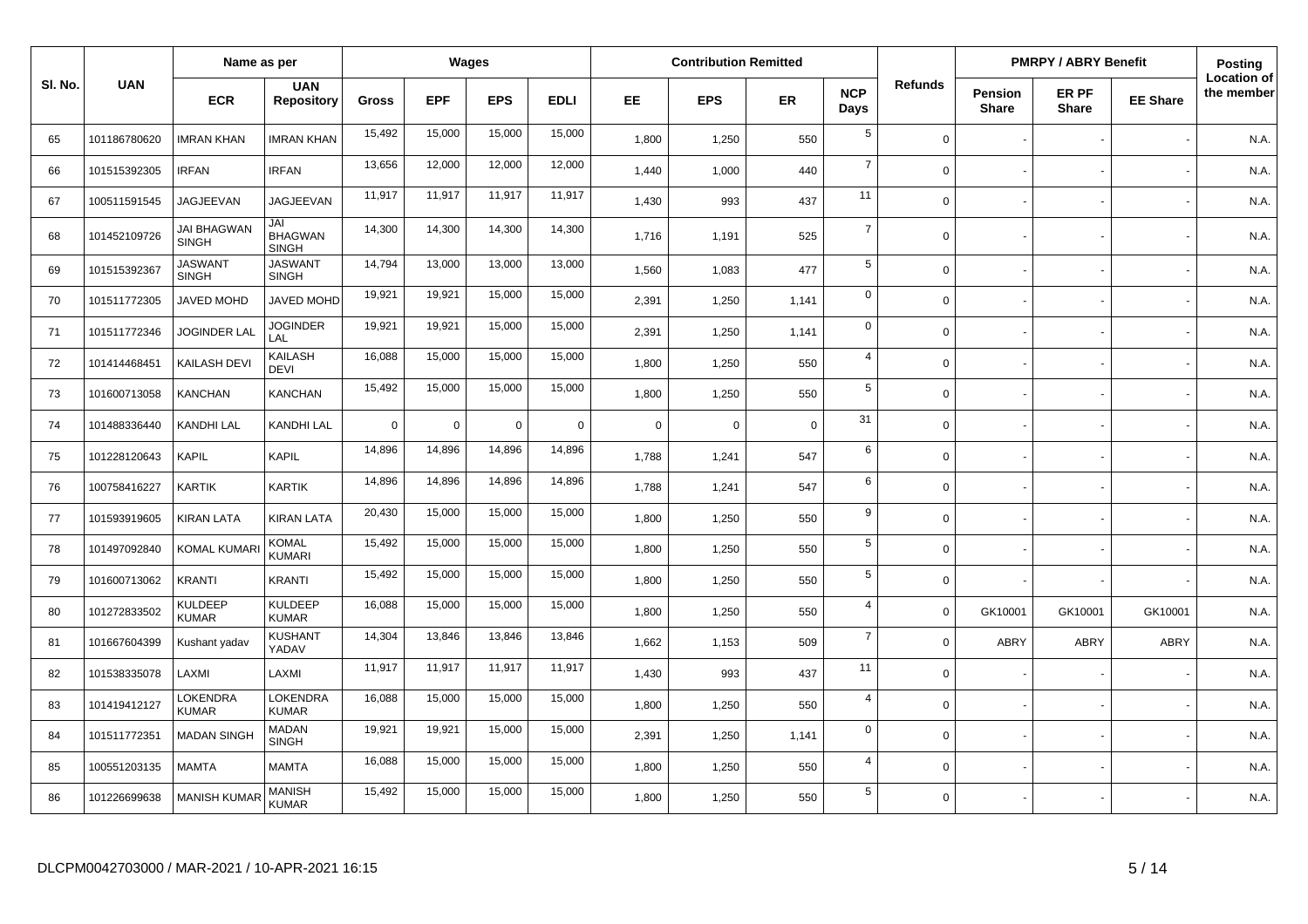| Sl. No. | UAN | Name as per | | Wages | | | | Contribution Remitted | | | | Refunds | PMRPY / ABRY Benefit | | | Posting Location of the member |
|---|---|---|---|---|---|---|---|---|---|---|---|---|---|---|---|---|
| | | ECR | UAN Repository | Gross | EPF | EPS | EDLI | EE | EPS | ER | NCP Days | | Pension Share | ER PF Share | EE Share | |
| 65 | 101186780620 | IMRAN KHAN | IMRAN KHAN | 15,492 | 15,000 | 15,000 | 15,000 | 1,800 | 1,250 | 550 | 5 | 0 | - | - | - | N.A. |
| 66 | 101515392305 | IRFAN | IRFAN | 13,656 | 12,000 | 12,000 | 12,000 | 1,440 | 1,000 | 440 | 7 | 0 | - | - | - | N.A. |
| 67 | 100511591545 | JAGJEEVAN | JAGJEEVAN | 11,917 | 11,917 | 11,917 | 11,917 | 1,430 | 993 | 437 | 11 | 0 | - | - | - | N.A. |
| 68 | 101452109726 | JAI BHAGWAN SINGH | JAI BHAGWAN SINGH | 14,300 | 14,300 | 14,300 | 14,300 | 1,716 | 1,191 | 525 | 7 | 0 | - | - | - | N.A. |
| 69 | 101515392367 | JASWANT SINGH | JASWANT SINGH | 14,794 | 13,000 | 13,000 | 13,000 | 1,560 | 1,083 | 477 | 5 | 0 | - | - | - | N.A. |
| 70 | 101511772305 | JAVED MOHD | JAVED MOHD | 19,921 | 19,921 | 15,000 | 15,000 | 2,391 | 1,250 | 1,141 | 0 | 0 | - | - | - | N.A. |
| 71 | 101511772346 | JOGINDER LAL | JOGINDER LAL | 19,921 | 19,921 | 15,000 | 15,000 | 2,391 | 1,250 | 1,141 | 0 | 0 | - | - | - | N.A. |
| 72 | 101414468451 | KAILASH DEVI | KAILASH DEVI | 16,088 | 15,000 | 15,000 | 15,000 | 1,800 | 1,250 | 550 | 4 | 0 | - | - | - | N.A. |
| 73 | 101600713058 | KANCHAN | KANCHAN | 15,492 | 15,000 | 15,000 | 15,000 | 1,800 | 1,250 | 550 | 5 | 0 | - | - | - | N.A. |
| 74 | 101488336440 | KANDHI LAL | KANDHI LAL | 0 | 0 | 0 | 0 | 0 | 0 | 0 | 31 | 0 | - | - | - | N.A. |
| 75 | 101228120643 | KAPIL | KAPIL | 14,896 | 14,896 | 14,896 | 14,896 | 1,788 | 1,241 | 547 | 6 | 0 | - | - | - | N.A. |
| 76 | 100758416227 | KARTIK | KARTIK | 14,896 | 14,896 | 14,896 | 14,896 | 1,788 | 1,241 | 547 | 6 | 0 | - | - | - | N.A. |
| 77 | 101593919605 | KIRAN LATA | KIRAN LATA | 20,430 | 15,000 | 15,000 | 15,000 | 1,800 | 1,250 | 550 | 9 | 0 | - | - | - | N.A. |
| 78 | 101497092840 | KOMAL KUMARI | KOMAL KUMARI | 15,492 | 15,000 | 15,000 | 15,000 | 1,800 | 1,250 | 550 | 5 | 0 | - | - | - | N.A. |
| 79 | 101600713062 | KRANTI | KRANTI | 15,492 | 15,000 | 15,000 | 15,000 | 1,800 | 1,250 | 550 | 5 | 0 | - | - | - | N.A. |
| 80 | 101272833502 | KULDEEP KUMAR | KULDEEP KUMAR | 16,088 | 15,000 | 15,000 | 15,000 | 1,800 | 1,250 | 550 | 4 | 0 | GK10001 | GK10001 | GK10001 | N.A. |
| 81 | 101667604399 | Kushant yadav | KUSHANT YADAV | 14,304 | 13,846 | 13,846 | 13,846 | 1,662 | 1,153 | 509 | 7 | 0 | ABRY | ABRY | ABRY | N.A. |
| 82 | 101538335078 | LAXMI | LAXMI | 11,917 | 11,917 | 11,917 | 11,917 | 1,430 | 993 | 437 | 11 | 0 | - | - | - | N.A. |
| 83 | 101419412127 | LOKENDRA KUMAR | LOKENDRA KUMAR | 16,088 | 15,000 | 15,000 | 15,000 | 1,800 | 1,250 | 550 | 4 | 0 | - | - | - | N.A. |
| 84 | 101511772351 | MADAN SINGH | MADAN SINGH | 19,921 | 19,921 | 15,000 | 15,000 | 2,391 | 1,250 | 1,141 | 0 | 0 | - | - | - | N.A. |
| 85 | 100551203135 | MAMTA | MAMTA | 16,088 | 15,000 | 15,000 | 15,000 | 1,800 | 1,250 | 550 | 4 | 0 | - | - | - | N.A. |
| 86 | 101226699638 | MANISH KUMAR | MANISH KUMAR | 15,492 | 15,000 | 15,000 | 15,000 | 1,800 | 1,250 | 550 | 5 | 0 | - | - | - | N.A. |

DLCPM0042703000 / MAR-2021 / 10-APR-2021 16:15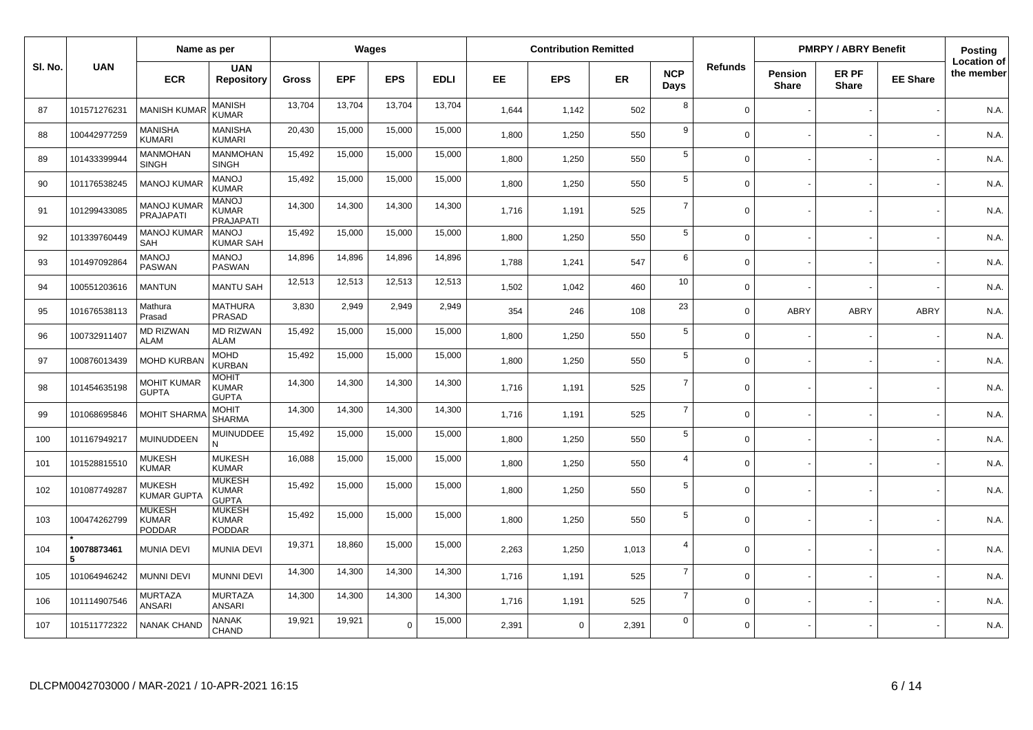| Sl. No. | UAN | Name as per | | Wages | | | | Contribution Remitted | | | | Refunds | PMRPY / ABRY Benefit | | | Posting Location of the member |
|---|---|---|---|---|---|---|---|---|---|---|---|---|---|---|---|---|
| | | ECR | UAN Repository | Gross | EPF | EPS | EDLI | EE | EPS | ER | NCP Days | | Pension Share | ER PF Share | EE Share | |
| 87 | 101571276231 | MANISH KUMAR | MANISH KUMAR | 13,704 | 13,704 | 13,704 | 13,704 | 1,644 | 1,142 | 502 | 8 | 0 | - | - | - | N.A. |
| 88 | 100442977259 | MANISHA KUMARI | MANISHA KUMARI | 20,430 | 15,000 | 15,000 | 15,000 | 1,800 | 1,250 | 550 | 9 | 0 | - | - | - | N.A. |
| 89 | 101433399944 | MANMOHAN SINGH | MANMOHAN SINGH | 15,492 | 15,000 | 15,000 | 15,000 | 1,800 | 1,250 | 550 | 5 | 0 | - | - | - | N.A. |
| 90 | 101176538245 | MANOJ KUMAR | MANOJ KUMAR | 15,492 | 15,000 | 15,000 | 15,000 | 1,800 | 1,250 | 550 | 5 | 0 | - | - | - | N.A. |
| 91 | 101299433085 | MANOJ KUMAR PRAJAPATI | MANOJ KUMAR PRAJAPATI | 14,300 | 14,300 | 14,300 | 14,300 | 1,716 | 1,191 | 525 | 7 | 0 | - | - | - | N.A. |
| 92 | 101339760449 | MANOJ KUMAR SAH | MANOJ KUMAR SAH | 15,492 | 15,000 | 15,000 | 15,000 | 1,800 | 1,250 | 550 | 5 | 0 | - | - | - | N.A. |
| 93 | 101497092864 | MANOJ PASWAN | MANOJ PASWAN | 14,896 | 14,896 | 14,896 | 14,896 | 1,788 | 1,241 | 547 | 6 | 0 | - | - | - | N.A. |
| 94 | 100551203616 | MANTUN | MANTU SAH | 12,513 | 12,513 | 12,513 | 12,513 | 1,502 | 1,042 | 460 | 10 | 0 | - | - | - | N.A. |
| 95 | 101676538113 | Mathura Prasad | MATHURA PRASAD | 3,830 | 2,949 | 2,949 | 2,949 | 354 | 246 | 108 | 23 | 0 | ABRY | ABRY | ABRY | N.A. |
| 96 | 100732911407 | MD RIZWAN ALAM | MD RIZWAN ALAM | 15,492 | 15,000 | 15,000 | 15,000 | 1,800 | 1,250 | 550 | 5 | 0 | - | - | - | N.A. |
| 97 | 100876013439 | MOHD KURBAN | MOHD KURBAN | 15,492 | 15,000 | 15,000 | 15,000 | 1,800 | 1,250 | 550 | 5 | 0 | - | - | - | N.A. |
| 98 | 101454635198 | MOHIT KUMAR GUPTA | MOHIT KUMAR GUPTA | 14,300 | 14,300 | 14,300 | 14,300 | 1,716 | 1,191 | 525 | 7 | 0 | - | - | - | N.A. |
| 99 | 101068695846 | MOHIT SHARMA | MOHIT SHARMA | 14,300 | 14,300 | 14,300 | 14,300 | 1,716 | 1,191 | 525 | 7 | 0 | - | - | - | N.A. |
| 100 | 101167949217 | MUINUDDEEN | MUINUDDEEN | 15,492 | 15,000 | 15,000 | 15,000 | 1,800 | 1,250 | 550 | 5 | 0 | - | - | - | N.A. |
| 101 | 101528815510 | MUKESH KUMAR | MUKESH KUMAR | 16,088 | 15,000 | 15,000 | 15,000 | 1,800 | 1,250 | 550 | 4 | 0 | - | - | - | N.A. |
| 102 | 101087749287 | MUKESH KUMAR GUPTA | MUKESH KUMAR GUPTA | 15,492 | 15,000 | 15,000 | 15,000 | 1,800 | 1,250 | 550 | 5 | 0 | - | - | - | N.A. |
| 103 | 100474262799 | MUKESH KUMAR PODDAR | MUKESH KUMAR PODDAR | 15,492 | 15,000 | 15,000 | 15,000 | 1,800 | 1,250 | 550 | 5 | 0 | - | - | - | N.A. |
| 104 | * 100788734615 | MUNIA DEVI | MUNIA DEVI | 19,371 | 18,860 | 15,000 | 15,000 | 2,263 | 1,250 | 1,013 | 4 | 0 | - | - | - | N.A. |
| 105 | 101064946242 | MUNNI DEVI | MUNNI DEVI | 14,300 | 14,300 | 14,300 | 14,300 | 1,716 | 1,191 | 525 | 7 | 0 | - | - | - | N.A. |
| 106 | 101114907546 | MURTAZA ANSARI | MURTAZA ANSARI | 14,300 | 14,300 | 14,300 | 14,300 | 1,716 | 1,191 | 525 | 7 | 0 | - | - | - | N.A. |
| 107 | 101511772322 | NANAK CHAND | NANAK CHAND | 19,921 | 19,921 | 0 | 15,000 | 2,391 | 0 | 2,391 | 0 | 0 | - | - | - | N.A. |

DLCPM0042703000 / MAR-2021 / 10-APR-2021 16:15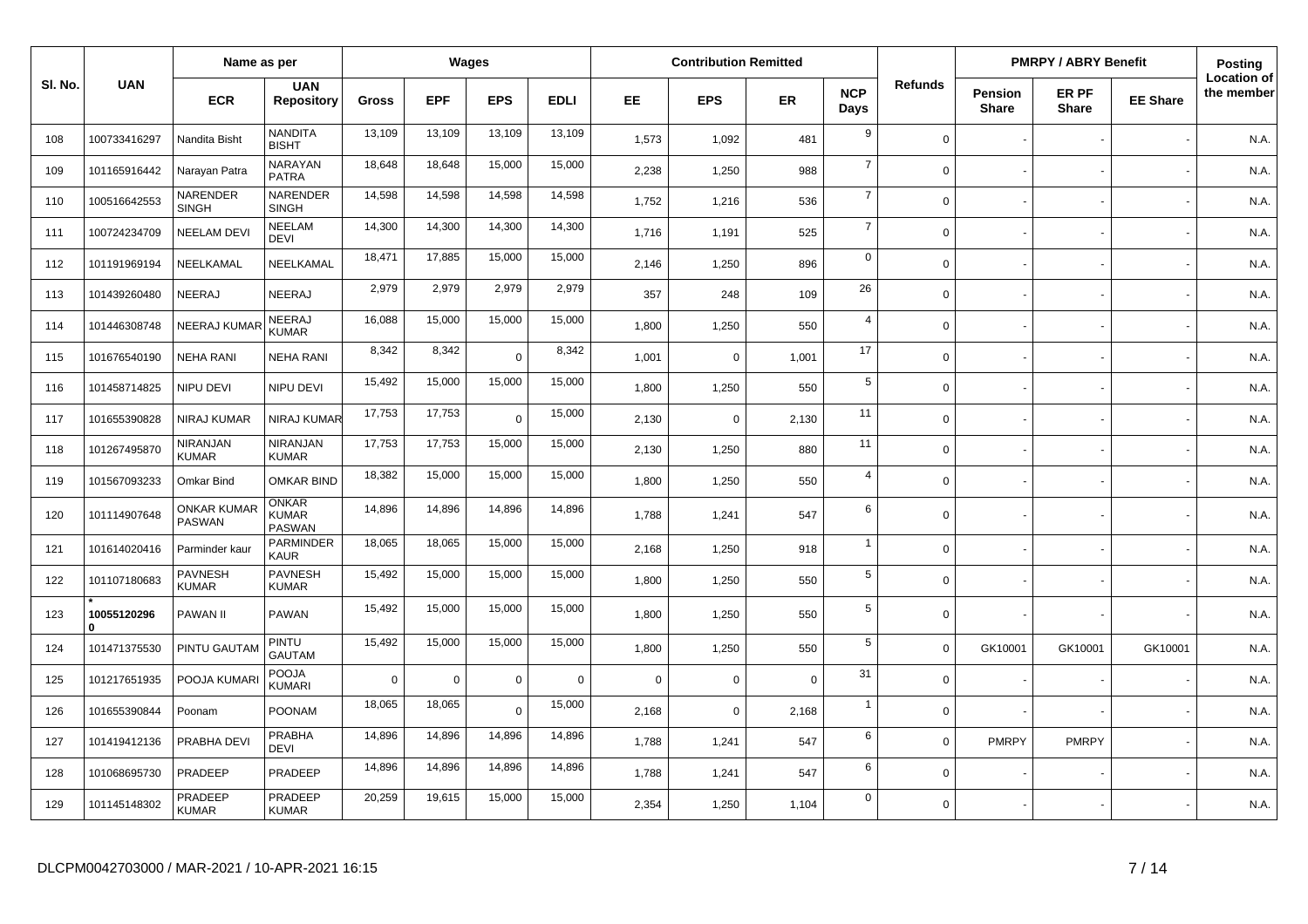| Sl. No. | UAN | Name as per | | Wages | | | | Contribution Remitted | | | | Refunds | PMRPY / ABRY Benefit | | | Posting |
|---|---|---|---|---|---|---|---|---|---|---|---|---|---|---|---|---|
| | | ECR | UAN Repository | Gross | EPF | EPS | EDLI | EE | EPS | ER | NCP Days | | Pension Share | ER PF Share | EE Share | Location of the member |
| 108 | 100733416297 | Nandita Bisht | NANDITA BISHT | 13,109 | 13,109 | 13,109 | 13,109 | 1,573 | 1,092 | 481 | 9 | 0 | - | - | - | N.A. |
| 109 | 101165916442 | Narayan Patra | NARAYAN PATRA | 18,648 | 18,648 | 15,000 | 15,000 | 2,238 | 1,250 | 988 | 7 | 0 | - | - | - | N.A. |
| 110 | 100516642553 | NARENDER SINGH | NARENDER SINGH | 14,598 | 14,598 | 14,598 | 14,598 | 1,752 | 1,216 | 536 | 7 | 0 | - | - | - | N.A. |
| 111 | 100724234709 | NEELAM DEVI | NEELAM DEVI | 14,300 | 14,300 | 14,300 | 14,300 | 1,716 | 1,191 | 525 | 7 | 0 | - | - | - | N.A. |
| 112 | 101191969194 | NEELKAMAL | NEELKAMAL | 18,471 | 17,885 | 15,000 | 15,000 | 2,146 | 1,250 | 896 | 0 | 0 | - | - | - | N.A. |
| 113 | 101439260480 | NEERAJ | NEERAJ | 2,979 | 2,979 | 2,979 | 2,979 | 357 | 248 | 109 | 26 | 0 | - | - | - | N.A. |
| 114 | 101446308748 | NEERAJ KUMAR | NEERAJ KUMAR | 16,088 | 15,000 | 15,000 | 15,000 | 1,800 | 1,250 | 550 | 4 | 0 | - | - | - | N.A. |
| 115 | 101676540190 | NEHA RANI | NEHA RANI | 8,342 | 8,342 | 0 | 8,342 | 1,001 | 0 | 1,001 | 17 | 0 | - | - | - | N.A. |
| 116 | 101458714825 | NIPU DEVI | NIPU DEVI | 15,492 | 15,000 | 15,000 | 15,000 | 1,800 | 1,250 | 550 | 5 | 0 | - | - | - | N.A. |
| 117 | 101655390828 | NIRAJ KUMAR | NIRAJ KUMAR | 17,753 | 17,753 | 0 | 15,000 | 2,130 | 0 | 2,130 | 11 | 0 | - | - | - | N.A. |
| 118 | 101267495870 | NIRANJAN KUMAR | NIRANJAN KUMAR | 17,753 | 17,753 | 15,000 | 15,000 | 2,130 | 1,250 | 880 | 11 | 0 | - | - | - | N.A. |
| 119 | 101567093233 | Omkar Bind | OMKAR BIND | 18,382 | 15,000 | 15,000 | 15,000 | 1,800 | 1,250 | 550 | 4 | 0 | - | - | - | N.A. |
| 120 | 101114907648 | ONKAR KUMAR PASWAN | ONKAR KUMAR PASWAN | 14,896 | 14,896 | 14,896 | 14,896 | 1,788 | 1,241 | 547 | 6 | 0 | - | - | - | N.A. |
| 121 | 101614020416 | Parminder kaur | PARMINDER KAUR | 18,065 | 18,065 | 15,000 | 15,000 | 2,168 | 1,250 | 918 | 1 | 0 | - | - | - | N.A. |
| 122 | 101107180683 | PAVNESH KUMAR | PAVNESH KUMAR | 15,492 | 15,000 | 15,000 | 15,000 | 1,800 | 1,250 | 550 | 5 | 0 | - | - | - | N.A. |
| 123 | * 100551202960 | PAWAN II | PAWAN | 15,492 | 15,000 | 15,000 | 15,000 | 1,800 | 1,250 | 550 | 5 | 0 | - | - | - | N.A. |
| 124 | 101471375530 | PINTU GAUTAM | PINTU GAUTAM | 15,492 | 15,000 | 15,000 | 15,000 | 1,800 | 1,250 | 550 | 5 | 0 | GK10001 | GK10001 | GK10001 | N.A. |
| 125 | 101217651935 | POOJA KUMARI | POOJA KUMARI | 0 | 0 | 0 | 0 | 0 | 0 | 0 | 31 | 0 | - | - | - | N.A. |
| 126 | 101655390844 | Poonam | POONAM | 18,065 | 18,065 | 0 | 15,000 | 2,168 | 0 | 2,168 | 1 | 0 | - | - | - | N.A. |
| 127 | 101419412136 | PRABHA DEVI | PRABHA DEVI | 14,896 | 14,896 | 14,896 | 14,896 | 1,788 | 1,241 | 547 | 6 | 0 | PMRPY | PMRPY | - | N.A. |
| 128 | 101068695730 | PRADEEP | PRADEEP | 14,896 | 14,896 | 14,896 | 14,896 | 1,788 | 1,241 | 547 | 6 | 0 | - | - | - | N.A. |
| 129 | 101145148302 | PRADEEP KUMAR | PRADEEP KUMAR | 20,259 | 19,615 | 15,000 | 15,000 | 2,354 | 1,250 | 1,104 | 0 | 0 | - | - | - | N.A. |

DLCPM0042703000 / MAR-2021 / 10-APR-2021 16:15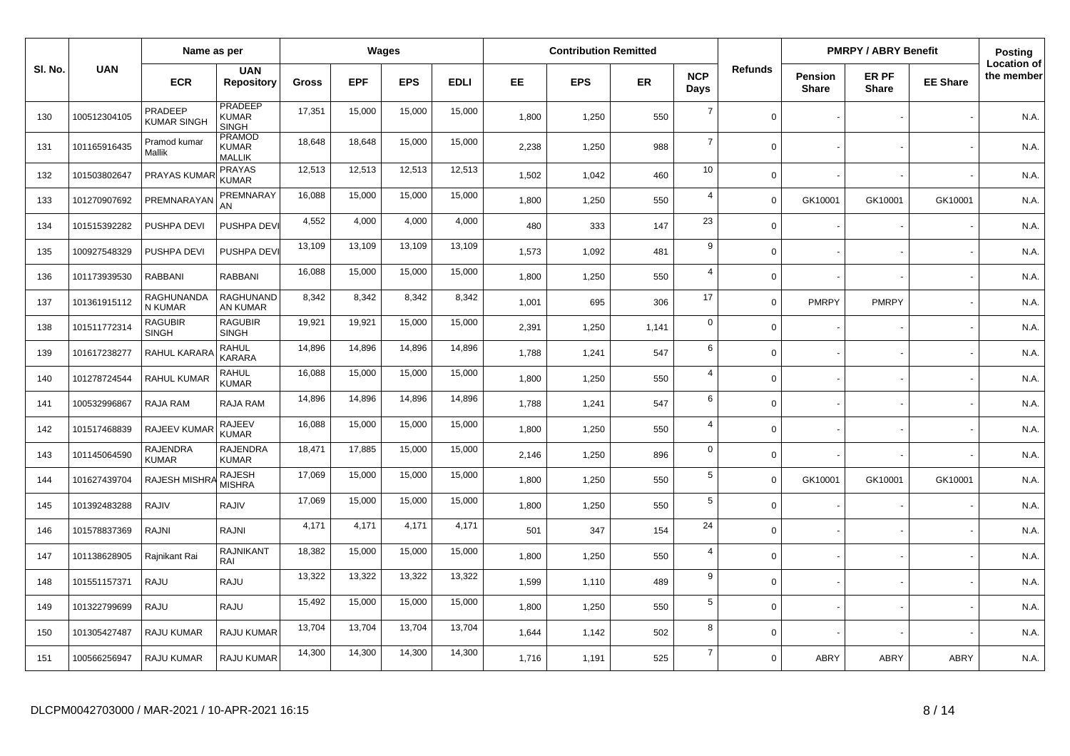| Sl. No. | UAN | Name as per | | Wages | | | | Contribution Remitted | | | | Refunds | PMRPY / ABRY Benefit | | | Posting |
|---|---|---|---|---|---|---|---|---|---|---|---|---|---|---|---|---|
| | | ECR | UAN Repository | Gross | EPF | EPS | EDLI | EE | EPS | ER | NCP Days | | Pension Share | ER PF Share | EE Share | Location of the member |
| 130 | 100512304105 | PRADEEP KUMAR SINGH | PRADEEP KUMAR SINGH | 17,351 | 15,000 | 15,000 | 15,000 | 1,800 | 1,250 | 550 | 7 | 0 | - | - | - | N.A. |
| 131 | 101165916435 | Pramod kumar Mallik | PRAMOD KUMAR MALLIK | 18,648 | 18,648 | 15,000 | 15,000 | 2,238 | 1,250 | 988 | 7 | 0 | - | - | - | N.A. |
| 132 | 101503802647 | PRAYAS KUMAR | PRAYAS KUMAR | 12,513 | 12,513 | 12,513 | 12,513 | 1,502 | 1,042 | 460 | 10 | 0 | - | - | - | N.A. |
| 133 | 101270907692 | PREMNARAYAN | PREMNARAYAN | 16,088 | 15,000 | 15,000 | 15,000 | 1,800 | 1,250 | 550 | 4 | 0 | GK10001 | GK10001 | GK10001 | N.A. |
| 134 | 101515392282 | PUSHPA DEVI | PUSHPA DEVI | 4,552 | 4,000 | 4,000 | 4,000 | 480 | 333 | 147 | 23 | 0 | - | - | - | N.A. |
| 135 | 100927548329 | PUSHPA DEVI | PUSHPA DEVI | 13,109 | 13,109 | 13,109 | 13,109 | 1,573 | 1,092 | 481 | 9 | 0 | - | - | - | N.A. |
| 136 | 101173939530 | RABBANI | RABBANI | 16,088 | 15,000 | 15,000 | 15,000 | 1,800 | 1,250 | 550 | 4 | 0 | - | - | - | N.A. |
| 137 | 101361915112 | RAGHUNANDAN KUMAR | RAGHUNANDAN KUMAR | 8,342 | 8,342 | 8,342 | 8,342 | 1,001 | 695 | 306 | 17 | 0 | PMRPY | PMRPY | - | N.A. |
| 138 | 101511772314 | RAGUBIR SINGH | RAGUBIR SINGH | 19,921 | 19,921 | 15,000 | 15,000 | 2,391 | 1,250 | 1,141 | 0 | 0 | - | - | - | N.A. |
| 139 | 101617238277 | RAHUL KARARA | RAHUL KARARA | 14,896 | 14,896 | 14,896 | 14,896 | 1,788 | 1,241 | 547 | 6 | 0 | - | - | - | N.A. |
| 140 | 101278724544 | RAHUL KUMAR | RAHUL KUMAR | 16,088 | 15,000 | 15,000 | 15,000 | 1,800 | 1,250 | 550 | 4 | 0 | - | - | - | N.A. |
| 141 | 100532996867 | RAJA RAM | RAJA RAM | 14,896 | 14,896 | 14,896 | 14,896 | 1,788 | 1,241 | 547 | 6 | 0 | - | - | - | N.A. |
| 142 | 101517468839 | RAJEEV KUMAR | RAJEEV KUMAR | 16,088 | 15,000 | 15,000 | 15,000 | 1,800 | 1,250 | 550 | 4 | 0 | - | - | - | N.A. |
| 143 | 101145064590 | RAJENDRA KUMAR | RAJENDRA KUMAR | 18,471 | 17,885 | 15,000 | 15,000 | 2,146 | 1,250 | 896 | 0 | 0 | - | - | - | N.A. |
| 144 | 101627439704 | RAJESH MISHRA | RAJESH MISHRA | 17,069 | 15,000 | 15,000 | 15,000 | 1,800 | 1,250 | 550 | 5 | 0 | GK10001 | GK10001 | GK10001 | N.A. |
| 145 | 101392483288 | RAJIV | RAJIV | 17,069 | 15,000 | 15,000 | 15,000 | 1,800 | 1,250 | 550 | 5 | 0 | - | - | - | N.A. |
| 146 | 101578837369 | RAJNI | RAJNI | 4,171 | 4,171 | 4,171 | 4,171 | 501 | 347 | 154 | 24 | 0 | - | - | - | N.A. |
| 147 | 101138628905 | Rajnikant Rai | RAJNIKANT RAI | 18,382 | 15,000 | 15,000 | 15,000 | 1,800 | 1,250 | 550 | 4 | 0 | - | - | - | N.A. |
| 148 | 101551157371 | RAJU | RAJU | 13,322 | 13,322 | 13,322 | 13,322 | 1,599 | 1,110 | 489 | 9 | 0 | - | - | - | N.A. |
| 149 | 101322799699 | RAJU | RAJU | 15,492 | 15,000 | 15,000 | 15,000 | 1,800 | 1,250 | 550 | 5 | 0 | - | - | - | N.A. |
| 150 | 101305427487 | RAJU KUMAR | RAJU KUMAR | 13,704 | 13,704 | 13,704 | 13,704 | 1,644 | 1,142 | 502 | 8 | 0 | - | - | - | N.A. |
| 151 | 100566256947 | RAJU KUMAR | RAJU KUMAR | 14,300 | 14,300 | 14,300 | 14,300 | 1,716 | 1,191 | 525 | 7 | 0 | ABRY | ABRY | ABRY | N.A. |

DLCPM0042703000 / MAR-2021 / 10-APR-2021 16:15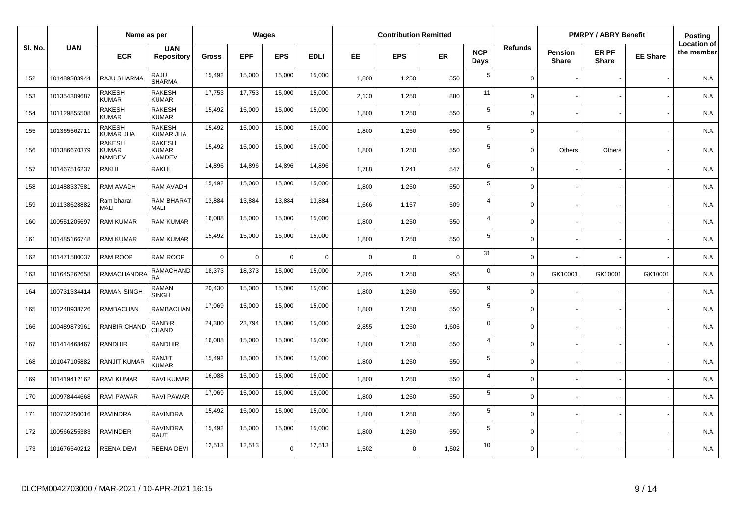| Sl. No. | UAN | Name as per | | Wages | | | | Contribution Remitted | | | | Refunds | PMRPY / ABRY Benefit | | | Posting Location of the member |
|---|---|---|---|---|---|---|---|---|---|---|---|---|---|---|---|---|
| | | ECR | UAN Repository | Gross | EPF | EPS | EDLI | EE | EPS | ER | NCP Days | | Pension Share | ER PF Share | EE Share | |
| 152 | 101489383944 | RAJU SHARMA | RAJU SHARMA | 15,492 | 15,000 | 15,000 | 15,000 | 1,800 | 1,250 | 550 | 5 | 0 | - | - | - | N.A. |
| 153 | 101354309687 | RAKESH KUMAR | RAKESH KUMAR | 17,753 | 17,753 | 15,000 | 15,000 | 2,130 | 1,250 | 880 | 11 | 0 | - | - | - | N.A. |
| 154 | 101129855508 | RAKESH KUMAR | RAKESH KUMAR | 15,492 | 15,000 | 15,000 | 15,000 | 1,800 | 1,250 | 550 | 5 | 0 | - | - | - | N.A. |
| 155 | 101365562711 | RAKESH KUMAR JHA | RAKESH KUMAR JHA | 15,492 | 15,000 | 15,000 | 15,000 | 1,800 | 1,250 | 550 | 5 | 0 | - | - | - | N.A. |
| 156 | 101386670379 | RAKESH KUMAR NAMDEV | RAKESH KUMAR NAMDEV | 15,492 | 15,000 | 15,000 | 15,000 | 1,800 | 1,250 | 550 | 5 | 0 | Others | Others | - | N.A. |
| 157 | 101467516237 | RAKHI | RAKHI | 14,896 | 14,896 | 14,896 | 14,896 | 1,788 | 1,241 | 547 | 6 | 0 | - | - | - | N.A. |
| 158 | 101488337581 | RAM AVADH | RAM AVADH | 15,492 | 15,000 | 15,000 | 15,000 | 1,800 | 1,250 | 550 | 5 | 0 | - | - | - | N.A. |
| 159 | 101138628882 | Ram bharat MALI | RAM BHARAT MALI | 13,884 | 13,884 | 13,884 | 13,884 | 1,666 | 1,157 | 509 | 4 | 0 | - | - | - | N.A. |
| 160 | 100551205697 | RAM KUMAR | RAM KUMAR | 16,088 | 15,000 | 15,000 | 15,000 | 1,800 | 1,250 | 550 | 4 | 0 | - | - | - | N.A. |
| 161 | 101485166748 | RAM KUMAR | RAM KUMAR | 15,492 | 15,000 | 15,000 | 15,000 | 1,800 | 1,250 | 550 | 5 | 0 | - | - | - | N.A. |
| 162 | 101471580037 | RAM ROOP | RAM ROOP | 0 | 0 | 0 | 0 | 0 | 0 | 0 | 31 | 0 | - | - | - | N.A. |
| 163 | 101645262658 | RAMACHANDRA | RAMACHANDRA | 18,373 | 18,373 | 15,000 | 15,000 | 2,205 | 1,250 | 955 | 0 | 0 | GK10001 | GK10001 | GK10001 | N.A. |
| 164 | 100731334414 | RAMAN SINGH | RAMAN SINGH | 20,430 | 15,000 | 15,000 | 15,000 | 1,800 | 1,250 | 550 | 9 | 0 | - | - | - | N.A. |
| 165 | 101248938726 | RAMBACHAN | RAMBACHAN | 17,069 | 15,000 | 15,000 | 15,000 | 1,800 | 1,250 | 550 | 5 | 0 | - | - | - | N.A. |
| 166 | 100489873961 | RANBIR CHAND | RANBIR CHAND | 24,380 | 23,794 | 15,000 | 15,000 | 2,855 | 1,250 | 1,605 | 0 | 0 | - | - | - | N.A. |
| 167 | 101414468467 | RANDHIR | RANDHIR | 16,088 | 15,000 | 15,000 | 15,000 | 1,800 | 1,250 | 550 | 4 | 0 | - | - | - | N.A. |
| 168 | 101047105882 | RANJIT KUMAR | RANJIT KUMAR | 15,492 | 15,000 | 15,000 | 15,000 | 1,800 | 1,250 | 550 | 5 | 0 | - | - | - | N.A. |
| 169 | 101419412162 | RAVI KUMAR | RAVI KUMAR | 16,088 | 15,000 | 15,000 | 15,000 | 1,800 | 1,250 | 550 | 4 | 0 | - | - | - | N.A. |
| 170 | 100978444668 | RAVI PAWAR | RAVI PAWAR | 17,069 | 15,000 | 15,000 | 15,000 | 1,800 | 1,250 | 550 | 5 | 0 | - | - | - | N.A. |
| 171 | 100732250016 | RAVINDRA | RAVINDRA | 15,492 | 15,000 | 15,000 | 15,000 | 1,800 | 1,250 | 550 | 5 | 0 | - | - | - | N.A. |
| 172 | 100566255383 | RAVINDER | RAVINDRA RAUT | 15,492 | 15,000 | 15,000 | 15,000 | 1,800 | 1,250 | 550 | 5 | 0 | - | - | - | N.A. |
| 173 | 101676540212 | REENA DEVI | REENA DEVI | 12,513 | 12,513 | 0 | 12,513 | 1,502 | 0 | 1,502 | 10 | 0 | - | - | - | N.A. |

DLCPM0042703000 / MAR-2021 / 10-APR-2021 16:15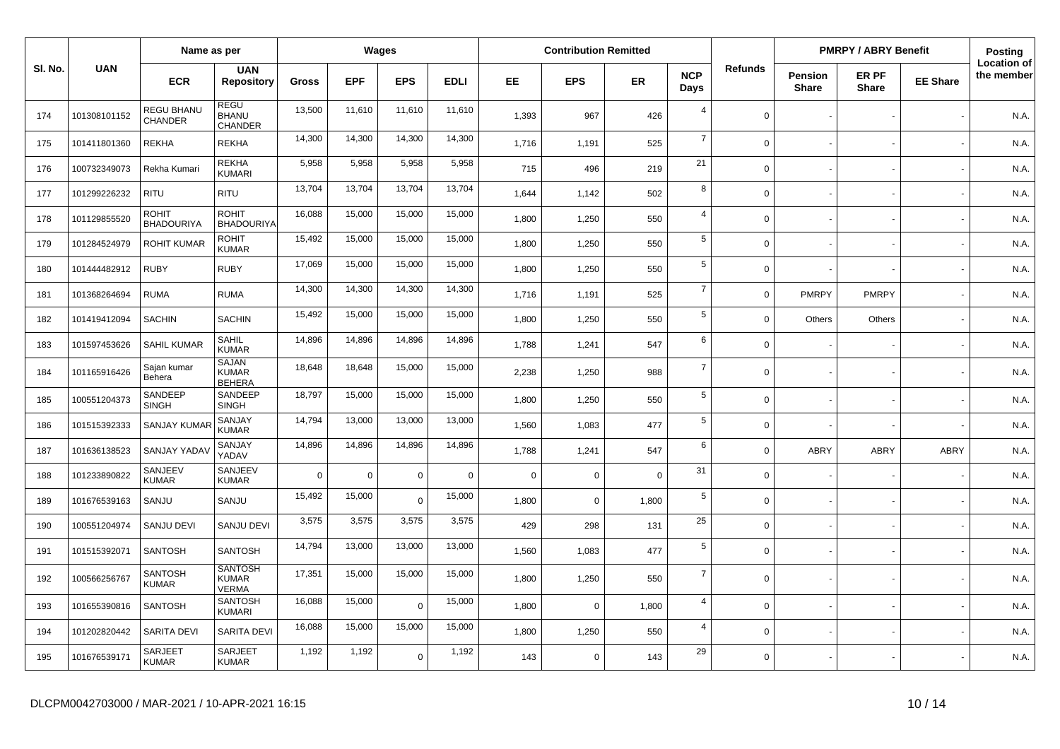| Sl. No. | UAN | Name as per | | Wages | | | | Contribution Remitted | | | | Refunds | PMRPY / ABRY Benefit | | | Posting Location of the member |
|---|---|---|---|---|---|---|---|---|---|---|---|---|---|---|---|---|
| | | ECR | UAN Repository | Gross | EPF | EPS | EDLI | EE | EPS | ER | NCP Days | | Pension Share | ER PF Share | EE Share | |
| 174 | 101308101152 | REGU BHANU CHANDER | REGU BHANU CHANDER | 13,500 | 11,610 | 11,610 | 11,610 | 1,393 | 967 | 426 | 4 | 0 | - | - | - | N.A. |
| 175 | 101411801360 | REKHA | REKHA | 14,300 | 14,300 | 14,300 | 14,300 | 1,716 | 1,191 | 525 | 7 | 0 | - | - | - | N.A. |
| 176 | 100732349073 | Rekha Kumari | REKHA KUMARI | 5,958 | 5,958 | 5,958 | 5,958 | 715 | 496 | 219 | 21 | 0 | - | - | - | N.A. |
| 177 | 101299226232 | RITU | RITU | 13,704 | 13,704 | 13,704 | 13,704 | 1,644 | 1,142 | 502 | 8 | 0 | - | - | - | N.A. |
| 178 | 101129855520 | ROHIT BHADOURIYA | ROHIT BHADOURIYA | 16,088 | 15,000 | 15,000 | 15,000 | 1,800 | 1,250 | 550 | 4 | 0 | - | - | - | N.A. |
| 179 | 101284524979 | ROHIT KUMAR | ROHIT KUMAR | 15,492 | 15,000 | 15,000 | 15,000 | 1,800 | 1,250 | 550 | 5 | 0 | - | - | - | N.A. |
| 180 | 101444482912 | RUBY | RUBY | 17,069 | 15,000 | 15,000 | 15,000 | 1,800 | 1,250 | 550 | 5 | 0 | - | - | - | N.A. |
| 181 | 101368264694 | RUMA | RUMA | 14,300 | 14,300 | 14,300 | 14,300 | 1,716 | 1,191 | 525 | 7 | 0 | PMRPY | PMRPY | - | N.A. |
| 182 | 101419412094 | SACHIN | SACHIN | 15,492 | 15,000 | 15,000 | 15,000 | 1,800 | 1,250 | 550 | 5 | 0 | Others | Others | - | N.A. |
| 183 | 101597453626 | SAHIL KUMAR | SAHIL KUMAR | 14,896 | 14,896 | 14,896 | 14,896 | 1,788 | 1,241 | 547 | 6 | 0 | - | - | - | N.A. |
| 184 | 101165916426 | Sajan kumar Behera | SAJAN KUMAR BEHERA | 18,648 | 18,648 | 15,000 | 15,000 | 2,238 | 1,250 | 988 | 7 | 0 | - | - | - | N.A. |
| 185 | 100551204373 | SANDEEP SINGH | SANDEEP SINGH | 18,797 | 15,000 | 15,000 | 15,000 | 1,800 | 1,250 | 550 | 5 | 0 | - | - | - | N.A. |
| 186 | 101515392333 | SANJAY KUMAR | SANJAY KUMAR | 14,794 | 13,000 | 13,000 | 13,000 | 1,560 | 1,083 | 477 | 5 | 0 | - | - | - | N.A. |
| 187 | 101636138523 | SANJAY YADAV | SANJAY YADAV | 14,896 | 14,896 | 14,896 | 14,896 | 1,788 | 1,241 | 547 | 6 | 0 | ABRY | ABRY | ABRY | N.A. |
| 188 | 101233890822 | SANJEEV KUMAR | SANJEEV KUMAR | 0 | 0 | 0 | 0 | 0 | 0 | 0 | 31 | 0 | - | - | - | N.A. |
| 189 | 101676539163 | SANJU | SANJU | 15,492 | 15,000 | 0 | 15,000 | 1,800 | 0 | 1,800 | 5 | 0 | - | - | - | N.A. |
| 190 | 100551204974 | SANJU DEVI | SANJU DEVI | 3,575 | 3,575 | 3,575 | 3,575 | 429 | 298 | 131 | 25 | 0 | - | - | - | N.A. |
| 191 | 101515392071 | SANTOSH | SANTOSH | 14,794 | 13,000 | 13,000 | 13,000 | 1,560 | 1,083 | 477 | 5 | 0 | - | - | - | N.A. |
| 192 | 100566256767 | SANTOSH KUMAR | SANTOSH KUMAR VERMA | 17,351 | 15,000 | 15,000 | 15,000 | 1,800 | 1,250 | 550 | 7 | 0 | - | - | - | N.A. |
| 193 | 101655390816 | SANTOSH | SANTOSH KUMARI | 16,088 | 15,000 | 0 | 15,000 | 1,800 | 0 | 1,800 | 4 | 0 | - | - | - | N.A. |
| 194 | 101202820442 | SARITA DEVI | SARITA DEVI | 16,088 | 15,000 | 15,000 | 15,000 | 1,800 | 1,250 | 550 | 4 | 0 | - | - | - | N.A. |
| 195 | 101676539171 | SARJEET KUMAR | SARJEET KUMAR | 1,192 | 1,192 | 0 | 1,192 | 143 | 0 | 143 | 29 | 0 | - | - | - | N.A. |

DLCPM0042703000 / MAR-2021 / 10-APR-2021 16:15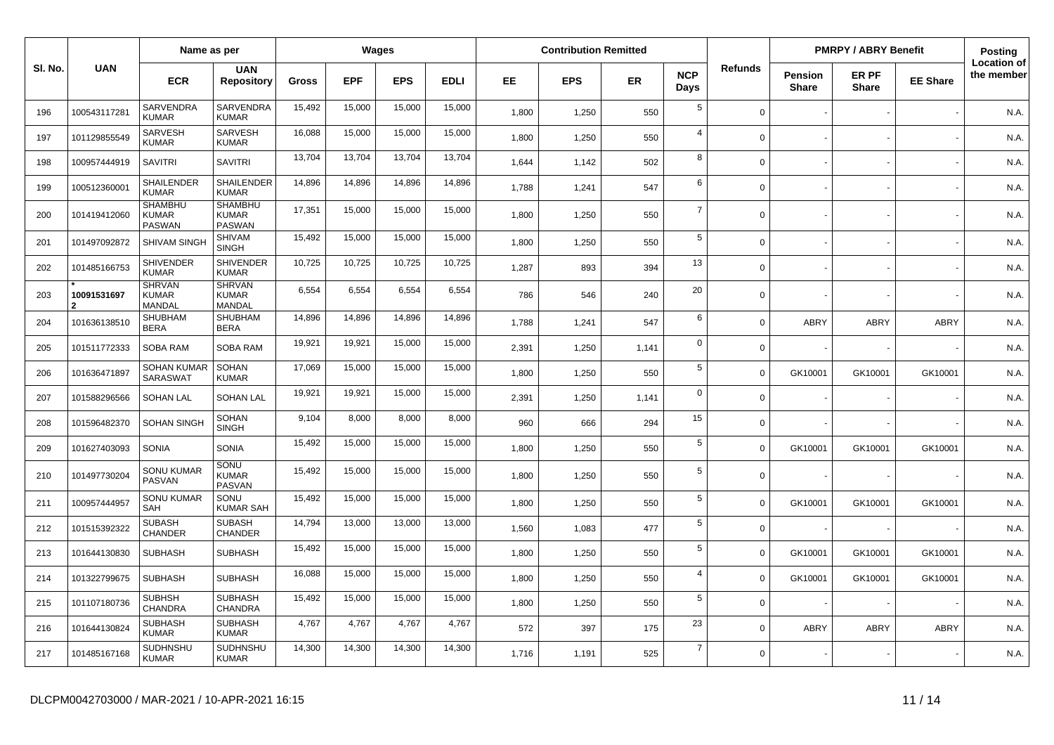| Sl. No. | UAN | Name as per | | Wages | | | | Contribution Remitted | | | | Refunds | PMRPY / ABRY Benefit | | | Posting Location of the member |
|---|---|---|---|---|---|---|---|---|---|---|---|---|---|---|---|---|
| | | ECR | UAN Repository | Gross | EPF | EPS | EDLI | EE | EPS | ER | NCP Days | | Pension Share | ER PF Share | EE Share | |
| 196 | 100543117281 | SARVENDRA KUMAR | SARVENDRA KUMAR | 15,492 | 15,000 | 15,000 | 15,000 | 1,800 | 1,250 | 550 | 5 | 0 | - | - | - | N.A. |
| 197 | 101129855549 | SARVESH KUMAR | SARVESH KUMAR | 16,088 | 15,000 | 15,000 | 15,000 | 1,800 | 1,250 | 550 | 4 | 0 | - | - | - | N.A. |
| 198 | 100957444919 | SAVITRI | SAVITRI | 13,704 | 13,704 | 13,704 | 13,704 | 1,644 | 1,142 | 502 | 8 | 0 | - | - | - | N.A. |
| 199 | 100512360001 | SHAILENDER KUMAR | SHAILENDER KUMAR | 14,896 | 14,896 | 14,896 | 14,896 | 1,788 | 1,241 | 547 | 6 | 0 | - | - | - | N.A. |
| 200 | 101419412060 | SHAMBHU KUMAR PASWAN | SHAMBHU KUMAR PASWAN | 17,351 | 15,000 | 15,000 | 15,000 | 1,800 | 1,250 | 550 | 7 | 0 | - | - | - | N.A. |
| 201 | 101497092872 | SHIVAM SINGH | SHIVAM SINGH | 15,492 | 15,000 | 15,000 | 15,000 | 1,800 | 1,250 | 550 | 5 | 0 | - | - | - | N.A. |
| 202 | 101485166753 | SHIVENDER KUMAR | SHIVENDER KUMAR | 10,725 | 10,725 | 10,725 | 10,725 | 1,287 | 893 | 394 | 13 | 0 | - | - | - | N.A. |
| 203 | * 100915316972 | SHRVAN KUMAR MANDAL | SHRVAN KUMAR MANDAL | 6,554 | 6,554 | 6,554 | 6,554 | 786 | 546 | 240 | 20 | 0 | - | - | - | N.A. |
| 204 | 101636138510 | SHUBHAM BERA | SHUBHAM BERA | 14,896 | 14,896 | 14,896 | 14,896 | 1,788 | 1,241 | 547 | 6 | 0 | ABRY | ABRY | ABRY | N.A. |
| 205 | 101511772333 | SOBA RAM | SOBA RAM | 19,921 | 19,921 | 15,000 | 15,000 | 2,391 | 1,250 | 1,141 | 0 | 0 | - | - | - | N.A. |
| 206 | 101636471897 | SOHAN KUMAR SARASWAT | SOHAN KUMAR | 17,069 | 15,000 | 15,000 | 15,000 | 1,800 | 1,250 | 550 | 5 | 0 | GK10001 | GK10001 | GK10001 | N.A. |
| 207 | 101588296566 | SOHAN LAL | SOHAN LAL | 19,921 | 19,921 | 15,000 | 15,000 | 2,391 | 1,250 | 1,141 | 0 | 0 | - | - | - | N.A. |
| 208 | 101596482370 | SOHAN SINGH | SOHAN SINGH | 9,104 | 8,000 | 8,000 | 8,000 | 960 | 666 | 294 | 15 | 0 | - | - | - | N.A. |
| 209 | 101627403093 | SONIA | SONIA | 15,492 | 15,000 | 15,000 | 15,000 | 1,800 | 1,250 | 550 | 5 | 0 | GK10001 | GK10001 | GK10001 | N.A. |
| 210 | 101497730204 | SONU KUMAR PASVAN | SONU KUMAR PASVAN | 15,492 | 15,000 | 15,000 | 15,000 | 1,800 | 1,250 | 550 | 5 | 0 | - | - | - | N.A. |
| 211 | 100957444957 | SONU KUMAR SAH | SONU KUMAR SAH | 15,492 | 15,000 | 15,000 | 15,000 | 1,800 | 1,250 | 550 | 5 | 0 | GK10001 | GK10001 | GK10001 | N.A. |
| 212 | 101515392322 | SUBASH CHANDER | SUBASH CHANDER | 14,794 | 13,000 | 13,000 | 13,000 | 1,560 | 1,083 | 477 | 5 | 0 | - | - | - | N.A. |
| 213 | 101644130830 | SUBHASH | SUBHASH | 15,492 | 15,000 | 15,000 | 15,000 | 1,800 | 1,250 | 550 | 5 | 0 | GK10001 | GK10001 | GK10001 | N.A. |
| 214 | 101322799675 | SUBHASH | SUBHASH | 16,088 | 15,000 | 15,000 | 15,000 | 1,800 | 1,250 | 550 | 4 | 0 | GK10001 | GK10001 | GK10001 | N.A. |
| 215 | 101107180736 | SUBHSH CHANDRA | SUBHASH CHANDRA | 15,492 | 15,000 | 15,000 | 15,000 | 1,800 | 1,250 | 550 | 5 | 0 | - | - | - | N.A. |
| 216 | 101644130824 | SUBHASH KUMAR | SUBHASH KUMAR | 4,767 | 4,767 | 4,767 | 4,767 | 572 | 397 | 175 | 23 | 0 | ABRY | ABRY | ABRY | N.A. |
| 217 | 101485167168 | SUDHNSHU KUMAR | SUDHNSHU KUMAR | 14,300 | 14,300 | 14,300 | 14,300 | 1,716 | 1,191 | 525 | 7 | 0 | - | - | - | N.A. |

DLCPM0042703000 / MAR-2021 / 10-APR-2021 16:15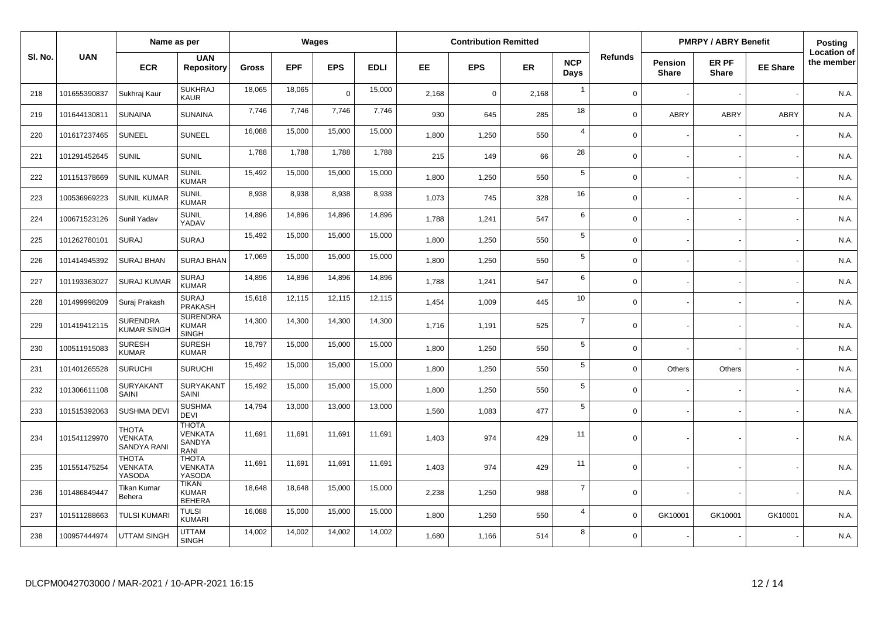| Sl. No. | UAN | Name as per | | Wages | | | | Contribution Remitted | | | | Refunds | PMRPY / ABRY Benefit | | | Posting |
|---|---|---|---|---|---|---|---|---|---|---|---|---|---|---|---|---|
| | | ECR | UAN Repository | Gross | EPF | EPS | EDLI | EE | EPS | ER | NCP Days | | Pension Share | ER PF Share | EE Share | Location of the member |
| 218 | 101655390837 | Sukhraj Kaur | SUKHRAJ KAUR | 18,065 | 18,065 | 0 | 15,000 | 2,168 | 0 | 2,168 | 1 | 0 | - | - | - | N.A. |
| 219 | 101644130811 | SUNAINA | SUNAINA | 7,746 | 7,746 | 7,746 | 7,746 | 930 | 645 | 285 | 18 | 0 | ABRY | ABRY | ABRY | N.A. |
| 220 | 101617237465 | SUNEEL | SUNEEL | 16,088 | 15,000 | 15,000 | 15,000 | 1,800 | 1,250 | 550 | 4 | 0 | - | - | - | N.A. |
| 221 | 101291452645 | SUNIL | SUNIL | 1,788 | 1,788 | 1,788 | 1,788 | 215 | 149 | 66 | 28 | 0 | - | - | - | N.A. |
| 222 | 101151378669 | SUNIL KUMAR | SUNIL KUMAR | 15,492 | 15,000 | 15,000 | 15,000 | 1,800 | 1,250 | 550 | 5 | 0 | - | - | - | N.A. |
| 223 | 100536969223 | SUNIL KUMAR | SUNIL KUMAR | 8,938 | 8,938 | 8,938 | 8,938 | 1,073 | 745 | 328 | 16 | 0 | - | - | - | N.A. |
| 224 | 100671523126 | Sunil Yadav | SUNIL YADAV | 14,896 | 14,896 | 14,896 | 14,896 | 1,788 | 1,241 | 547 | 6 | 0 | - | - | - | N.A. |
| 225 | 101262780101 | SURAJ | SURAJ | 15,492 | 15,000 | 15,000 | 15,000 | 1,800 | 1,250 | 550 | 5 | 0 | - | - | - | N.A. |
| 226 | 101414945392 | SURAJ BHAN | SURAJ BHAN | 17,069 | 15,000 | 15,000 | 15,000 | 1,800 | 1,250 | 550 | 5 | 0 | - | - | - | N.A. |
| 227 | 101193363027 | SURAJ KUMAR | SURAJ KUMAR | 14,896 | 14,896 | 14,896 | 14,896 | 1,788 | 1,241 | 547 | 6 | 0 | - | - | - | N.A. |
| 228 | 101499998209 | Suraj Prakash | SURAJ PRAKASH | 15,618 | 12,115 | 12,115 | 12,115 | 1,454 | 1,009 | 445 | 10 | 0 | - | - | - | N.A. |
| 229 | 101419412115 | SURENDRA KUMAR SINGH | SURENDRA KUMAR SINGH | 14,300 | 14,300 | 14,300 | 14,300 | 1,716 | 1,191 | 525 | 7 | 0 | - | - | - | N.A. |
| 230 | 100511915083 | SURESH KUMAR | SURESH KUMAR | 18,797 | 15,000 | 15,000 | 15,000 | 1,800 | 1,250 | 550 | 5 | 0 | - | - | - | N.A. |
| 231 | 101401265528 | SURUCHI | SURUCHI | 15,492 | 15,000 | 15,000 | 15,000 | 1,800 | 1,250 | 550 | 5 | 0 | Others | Others | - | N.A. |
| 232 | 101306611108 | SURYAKANT SAINI | SURYAKANT SAINI | 15,492 | 15,000 | 15,000 | 15,000 | 1,800 | 1,250 | 550 | 5 | 0 | - | - | - | N.A. |
| 233 | 101515392063 | SUSHMA DEVI | SUSHMA DEVI | 14,794 | 13,000 | 13,000 | 13,000 | 1,560 | 1,083 | 477 | 5 | 0 | - | - | - | N.A. |
| 234 | 101541129970 | THOTA VENKATA SANDYA RANI | THOTA VENKATA SANDYA RANI | 11,691 | 11,691 | 11,691 | 11,691 | 1,403 | 974 | 429 | 11 | 0 | - | - | - | N.A. |
| 235 | 101551475254 | THOTA VENKATA YASODA | THOTA VENKATA YASODA | 11,691 | 11,691 | 11,691 | 11,691 | 1,403 | 974 | 429 | 11 | 0 | - | - | - | N.A. |
| 236 | 101486849447 | Tikan Kumar Behera | TIKAN KUMAR BEHERA | 18,648 | 18,648 | 15,000 | 15,000 | 2,238 | 1,250 | 988 | 7 | 0 | - | - | - | N.A. |
| 237 | 101511288663 | TULSI KUMARI | TULSI KUMARI | 16,088 | 15,000 | 15,000 | 15,000 | 1,800 | 1,250 | 550 | 4 | 0 | GK10001 | GK10001 | GK10001 | N.A. |
| 238 | 100957444974 | UTTAM SINGH | UTTAM SINGH | 14,002 | 14,002 | 14,002 | 14,002 | 1,680 | 1,166 | 514 | 8 | 0 | - | - | - | N.A. |

DLCPM0042703000 / MAR-2021 / 10-APR-2021 16:15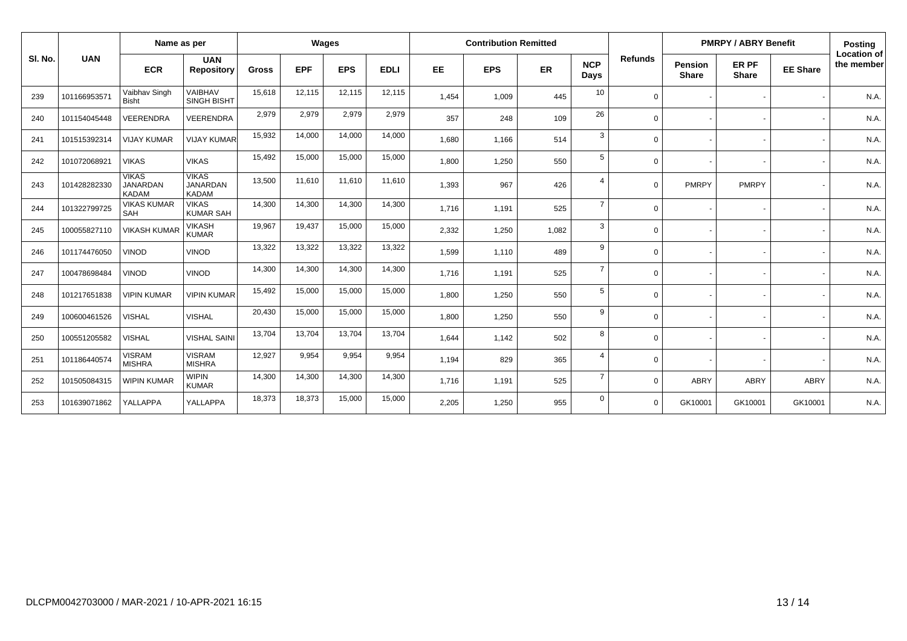| Sl. No. | UAN | Name as per | | Wages | | | | Contribution Remitted | | | | Refunds | PMRPY / ABRY Benefit | | | Posting Location of the member |
|---|---|---|---|---|---|---|---|---|---|---|---|---|---|---|---|---|
| | | ECR | UAN Repository | Gross | EPF | EPS | EDLI | EE | EPS | ER | NCP Days | | Pension Share | ER PF Share | EE Share | |
| 239 | 101166953571 | Vaibhav Singh Bisht | VAIBHAV SINGH BISHT | 15,618 | 12,115 | 12,115 | 12,115 | 1,454 | 1,009 | 445 | 10 | 0 | - | - | - | N.A. |
| 240 | 101154045448 | VEERENDRA | VEERENDRA | 2,979 | 2,979 | 2,979 | 2,979 | 357 | 248 | 109 | 26 | 0 | - | - | - | N.A. |
| 241 | 101515392314 | VIJAY KUMAR | VIJAY KUMAR | 15,932 | 14,000 | 14,000 | 14,000 | 1,680 | 1,166 | 514 | 3 | 0 | - | - | - | N.A. |
| 242 | 101072068921 | VIKAS | VIKAS | 15,492 | 15,000 | 15,000 | 15,000 | 1,800 | 1,250 | 550 | 5 | 0 | - | - | - | N.A. |
| 243 | 101428282330 | VIKAS JANARDAN KADAM | VIKAS JANARDAN KADAM | 13,500 | 11,610 | 11,610 | 11,610 | 1,393 | 967 | 426 | 4 | 0 | PMRPY | PMRPY | - | N.A. |
| 244 | 101322799725 | VIKAS KUMAR SAH | VIKAS KUMAR SAH | 14,300 | 14,300 | 14,300 | 14,300 | 1,716 | 1,191 | 525 | 7 | 0 | - | - | - | N.A. |
| 245 | 100055827110 | VIKASH KUMAR | VIKASH KUMAR | 19,967 | 19,437 | 15,000 | 15,000 | 2,332 | 1,250 | 1,082 | 3 | 0 | - | - | - | N.A. |
| 246 | 101174476050 | VINOD | VINOD | 13,322 | 13,322 | 13,322 | 13,322 | 1,599 | 1,110 | 489 | 9 | 0 | - | - | - | N.A. |
| 247 | 100478698484 | VINOD | VINOD | 14,300 | 14,300 | 14,300 | 14,300 | 1,716 | 1,191 | 525 | 7 | 0 | - | - | - | N.A. |
| 248 | 101217651838 | VIPIN KUMAR | VIPIN KUMAR | 15,492 | 15,000 | 15,000 | 15,000 | 1,800 | 1,250 | 550 | 5 | 0 | - | - | - | N.A. |
| 249 | 100600461526 | VISHAL | VISHAL | 20,430 | 15,000 | 15,000 | 15,000 | 1,800 | 1,250 | 550 | 9 | 0 | - | - | - | N.A. |
| 250 | 100551205582 | VISHAL | VISHAL SAINI | 13,704 | 13,704 | 13,704 | 13,704 | 1,644 | 1,142 | 502 | 8 | 0 | - | - | - | N.A. |
| 251 | 101186440574 | VISRAM MISHRA | VISRAM MISHRA | 12,927 | 9,954 | 9,954 | 9,954 | 1,194 | 829 | 365 | 4 | 0 | - | - | - | N.A. |
| 252 | 101505084315 | WIPIN KUMAR | WIPIN KUMAR | 14,300 | 14,300 | 14,300 | 14,300 | 1,716 | 1,191 | 525 | 7 | 0 | ABRY | ABRY | ABRY | N.A. |
| 253 | 101639071862 | YALLAPPA | YALLAPPA | 18,373 | 18,373 | 15,000 | 15,000 | 2,205 | 1,250 | 955 | 0 | 0 | GK10001 | GK10001 | GK10001 | N.A. |

DLCPM0042703000 / MAR-2021 / 10-APR-2021 16:15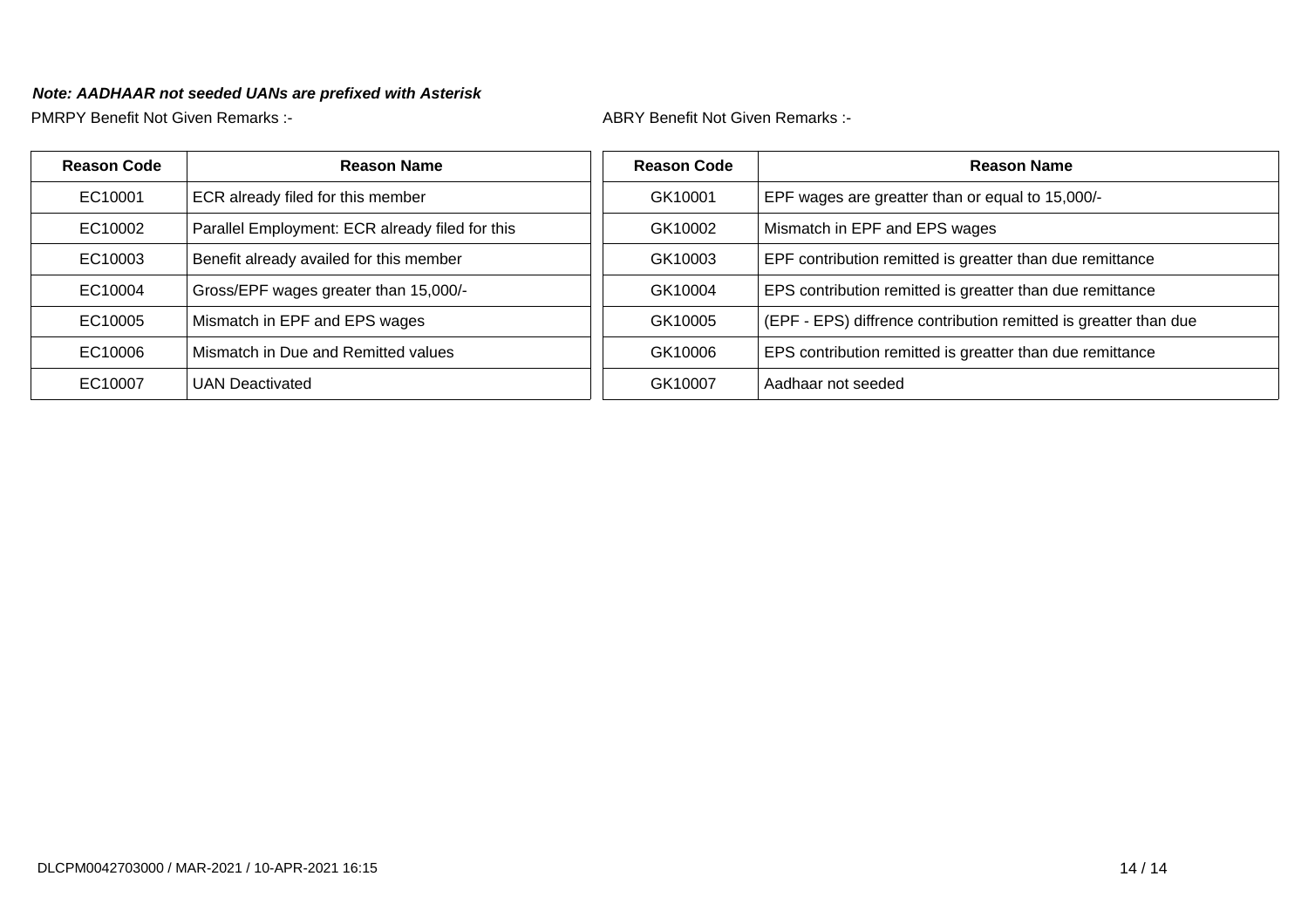***Note: AADHAAR not seeded UANs are prefixed with Asterisk***

PMRPY Benefit Not Given Remarks :-

| Reason Code | Reason Name |
|---|---|
| EC10001 | ECR already filed for this member |
| EC10002 | Parallel Employment: ECR already filed for this |
| EC10003 | Benefit already availed for this member |
| EC10004 | Gross/EPF wages greater than 15,000/- |
| EC10005 | Mismatch in EPF and EPS wages |
| EC10006 | Mismatch in Due and Remitted values |
| EC10007 | UAN Deactivated |

ABRY Benefit Not Given Remarks :-

| Reason Code | Reason Name |
|---|---|
| GK10001 | EPF wages are greatter than or equal to 15,000/- |
| GK10002 | Mismatch in EPF and EPS wages |
| GK10003 | EPF contribution remitted is greatter than due remittance |
| GK10004 | EPS contribution remitted is greatter than due remittance |
| GK10005 | (EPF - EPS) diffrence contribution remitted is greatter than due |
| GK10006 | EPS contribution remitted is greatter than due remittance |
| GK10007 | Aadhaar not seeded |

DLCPM0042703000 / MAR-2021 / 10-APR-2021 16:15